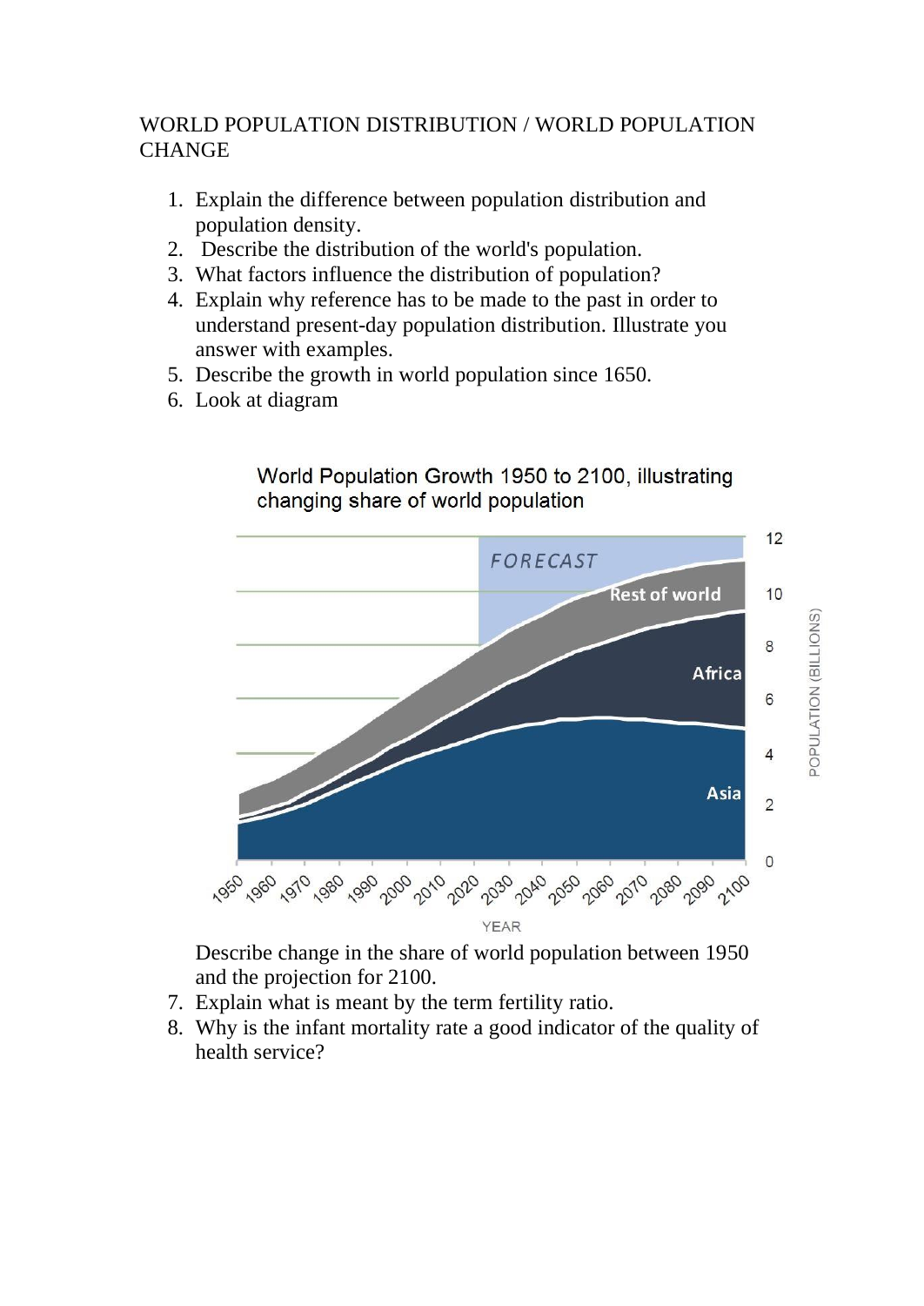WORLD POPULATION DISTRIBUTION / WORLD POPULATION CHANGE

1. Explain the difference between population distribution and population density.
2. Describe the distribution of the world's population.
3. What factors influence the distribution of population?
4. Explain why reference has to be made to the past in order to understand present-day population distribution. Illustrate you answer with examples.
5. Describe the growth in world population since 1650.
6. Look at diagram

World Population Growth 1950 to 2100, illustrating changing share of world population

Describe change in the share of world population between 1950 and the projection for 2100.

7. Explain what is meant by the term fertility ratio.
8. Why is the infant mortality rate a good indicator of the quality of health service?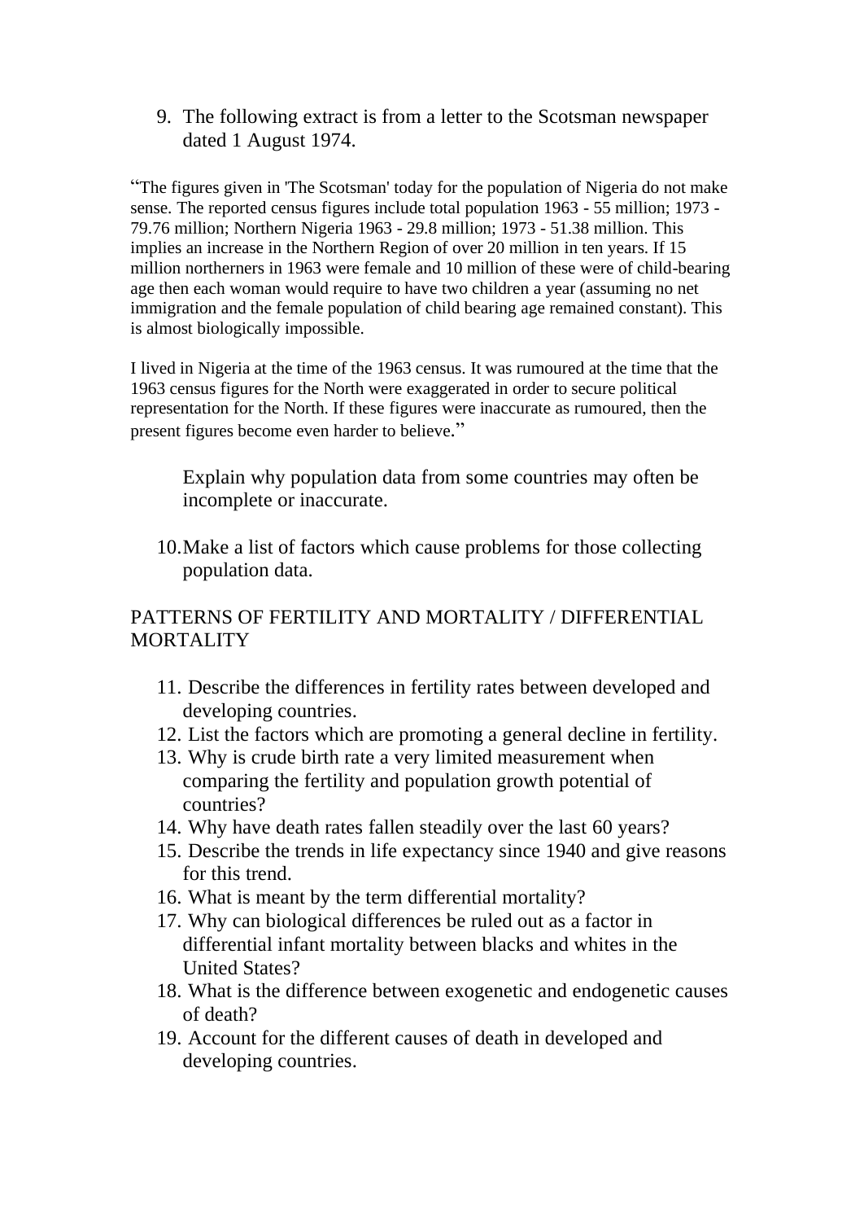9. The following extract is from a letter to the Scotsman newspaper dated 1 August 1974.

> "The figures given in 'The Scotsman' today for the population of Nigeria do not make sense. The reported census figures include total population 1963 - 55 million; 1973 - 79.76 million; Northern Nigeria 1963 - 29.8 million; 1973 - 51.38 million. This implies an increase in the Northern Region of over 20 million in ten years. If 15 million northerners in 1963 were female and 10 million of these were of child-bearing age then each woman would require to have two children a year (assuming no net immigration and the female population of child bearing age remained constant). This is almost biologically impossible.
>
> I lived in Nigeria at the time of the 1963 census. It was rumoured at the time that the 1963 census figures for the North were exaggerated in order to secure political representation for the North. If these figures were inaccurate as rumoured, then the present figures become even harder to believe."

   Explain why population data from some countries may often be incomplete or inaccurate.

10. Make a list of factors which cause problems for those collecting population data.

## PATTERNS OF FERTILITY AND MORTALITY / DIFFERENTIAL MORTALITY

11. Describe the differences in fertility rates between developed and developing countries.
12. List the factors which are promoting a general decline in fertility.
13. Why is crude birth rate a very limited measurement when comparing the fertility and population growth potential of countries?
14. Why have death rates fallen steadily over the last 60 years?
15. Describe the trends in life expectancy since 1940 and give reasons for this trend.
16. What is meant by the term differential mortality?
17. Why can biological differences be ruled out as a factor in differential infant mortality between blacks and whites in the United States?
18. What is the difference between exogenetic and endogenetic causes of death?
19. Account for the different causes of death in developed and developing countries.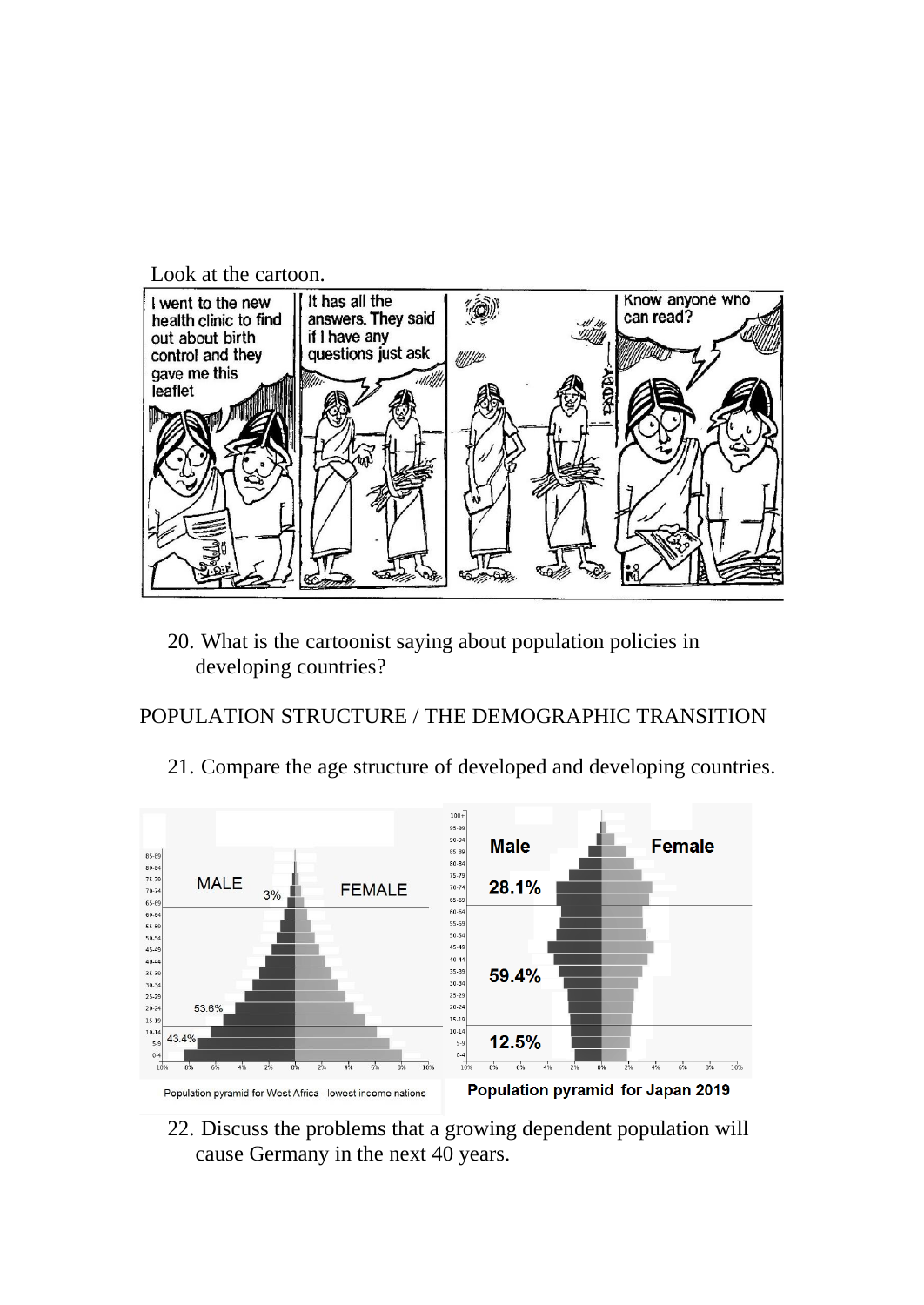Look at the cartoon.

20. What is the cartoonist saying about population policies in developing countries?

POPULATION STRUCTURE / THE DEMOGRAPHIC TRANSITION

21. Compare the age structure of developed and developing countries.

Population pyramid for West Africa - lowest income nations

Population pyramid for Japan 2019

22. Discuss the problems that a growing dependent population will cause Germany in the next 40 years.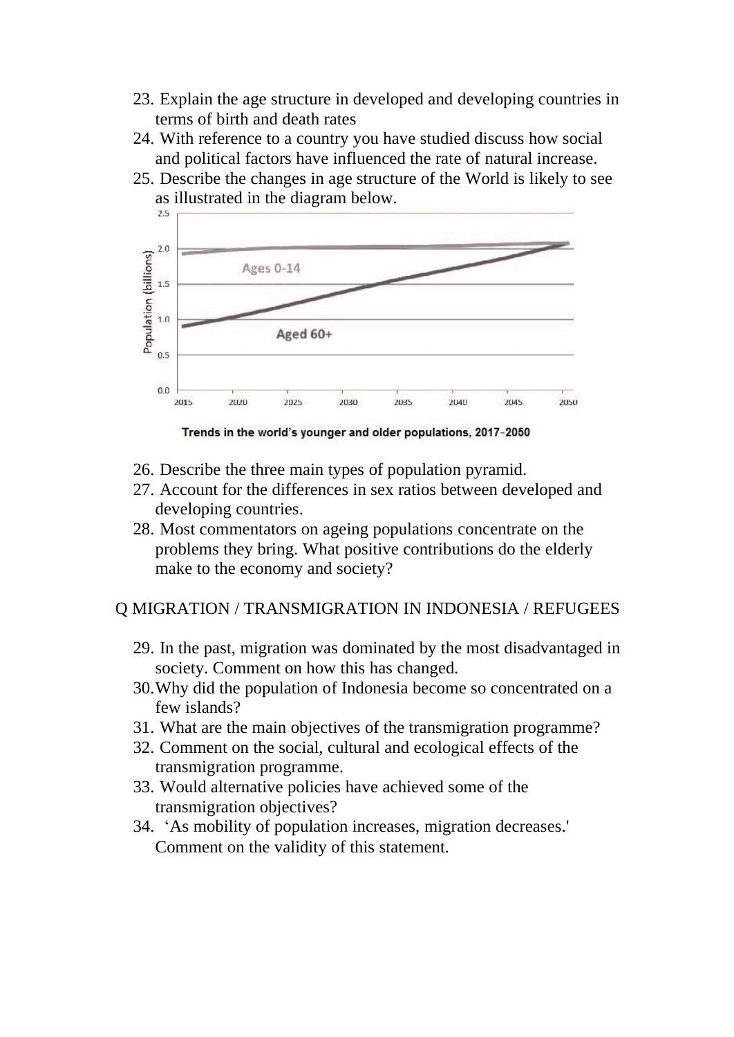23. Explain the age structure in developed and developing countries in terms of birth and death rates
24. With reference to a country you have studied discuss how social and political factors have influenced the rate of natural increase.
25. Describe the changes in age structure of the World is likely to see as illustrated in the diagram below.

**Trends in the world's younger and older populations, 2017–2050**

26. Describe the three main types of population pyramid.
27. Account for the differences in sex ratios between developed and developing countries.
28. Most commentators on ageing populations concentrate on the problems they bring. What positive contributions do the elderly make to the economy and society?

Q MIGRATION / TRANSMIGRATION IN INDONESIA / REFUGEES

29. In the past, migration was dominated by the most disadvantaged in society. Comment on how this has changed.
30. Why did the population of Indonesia become so concentrated on a few islands?
31. What are the main objectives of the transmigration programme?
32. Comment on the social, cultural and ecological effects of the transmigration programme.
33. Would alternative policies have achieved some of the transmigration objectives?
34. 'As mobility of population increases, migration decreases.' Comment on the validity of this statement.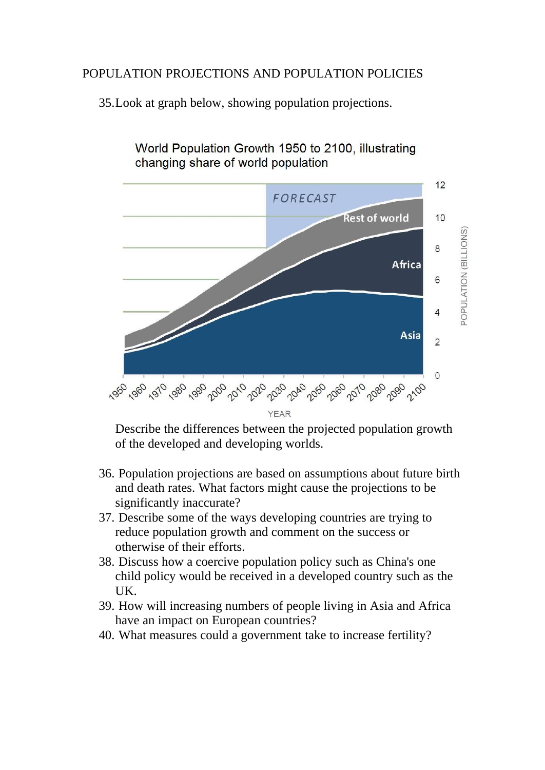POPULATION PROJECTIONS AND POPULATION POLICIES

35. Look at graph below, showing population projections.

World Population Growth 1950 to 2100, illustrating changing share of world population

Describe the differences between the projected population growth of the developed and developing worlds.

36. Population projections are based on assumptions about future birth and death rates. What factors might cause the projections to be significantly inaccurate?
37. Describe some of the ways developing countries are trying to reduce population growth and comment on the success or otherwise of their efforts.
38. Discuss how a coercive population policy such as China's one child policy would be received in a developed country such as the UK.
39. How will increasing numbers of people living in Asia and Africa have an impact on European countries?
40. What measures could a government take to increase fertility?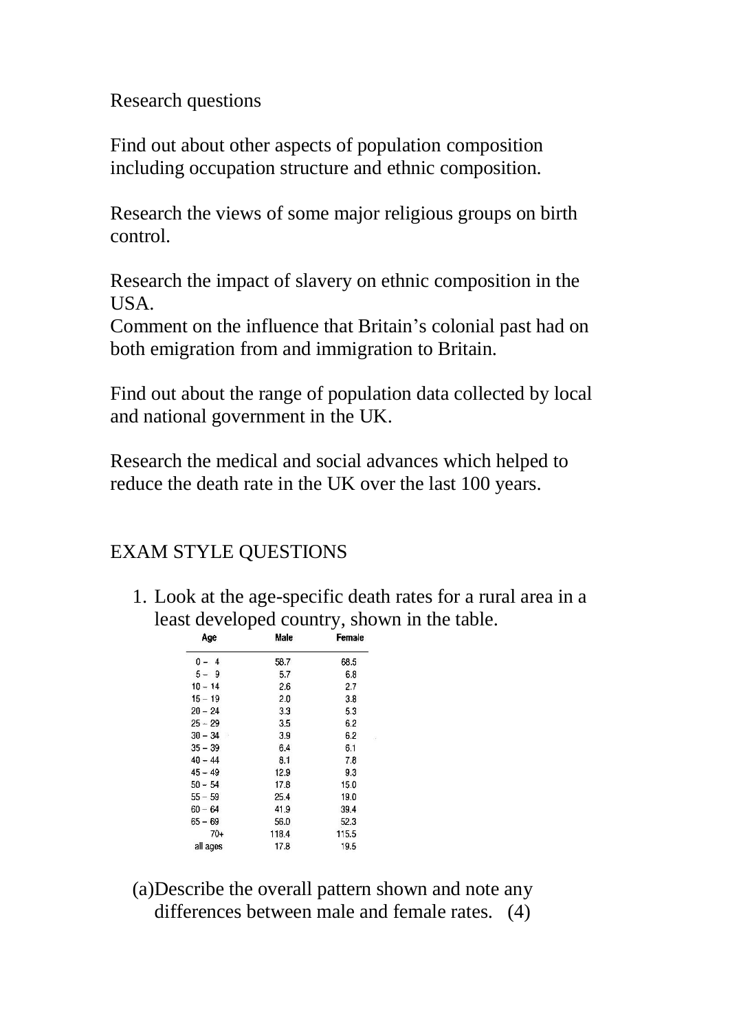Research questions

Find out about other aspects of population composition including occupation structure and ethnic composition.

Research the views of some major religious groups on birth control.

Research the impact of slavery on ethnic composition in the USA.

Comment on the influence that Britain's colonial past had on both emigration from and immigration to Britain.

Find out about the range of population data collected by local and national government in the UK.

Research the medical and social advances which helped to reduce the death rate in the UK over the last 100 years.

## EXAM STYLE QUESTIONS

1. Look at the age-specific death rates for a rural area in a least developed country, shown in the table.

| Age | Male | Female |
|---|---|---|
| 0 – 4 | 58.7 | 68.5 |
| 5 – 9 | 5.7 | 6.8 |
| 10 – 14 | 2.6 | 2.7 |
| 15 – 19 | 2.0 | 3.8 |
| 20 – 24 | 3.3 | 5.3 |
| 25 – 29 | 3.5 | 6.2 |
| 30 – 34 | 3.9 | 6.2 |
| 35 – 39 | 6.4 | 6.1 |
| 40 – 44 | 8.1 | 7.8 |
| 45 – 49 | 12.9 | 9.3 |
| 50 – 54 | 17.8 | 15.0 |
| 55 – 59 | 25.4 | 19.0 |
| 60 – 64 | 41.9 | 39.4 |
| 65 – 69 | 56.0 | 52.3 |
| 70+ | 118.4 | 115.5 |
| all ages | 17.8 | 19.5 |

(a) Describe the overall pattern shown and note any differences between male and female rates. (4)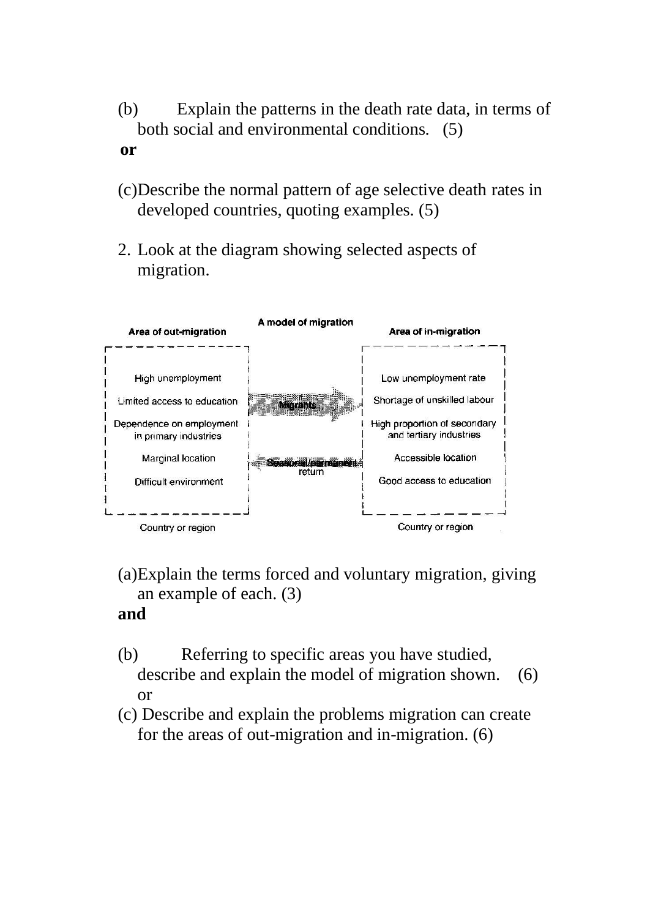(b) Explain the patterns in the death rate data, in terms of both social and environmental conditions. (5)

**or**

(c) Describe the normal pattern of age selective death rates in developed countries, quoting examples. (5)

2. Look at the diagram showing selected aspects of migration.

**A model of migration**

| Area of out-migration | | Area of in-migration |
|---|---|---|
| High unemployment | Migrants → | Low unemployment rate |
| Limited access to education | | Shortage of unskilled labour |
| Dependence on employment in primary industries | | High proportion of secondary and tertiary industries |
| Marginal location | ← Seasonal/permanent return | Accessible location |
| Difficult environment | | Good access to education |
| Country or region | | Country or region |

(a) Explain the terms forced and voluntary migration, giving an example of each. (3)

**and**

(b) Referring to specific areas you have studied, describe and explain the model of migration shown. (6)

or

(c) Describe and explain the problems migration can create for the areas of out-migration and in-migration. (6)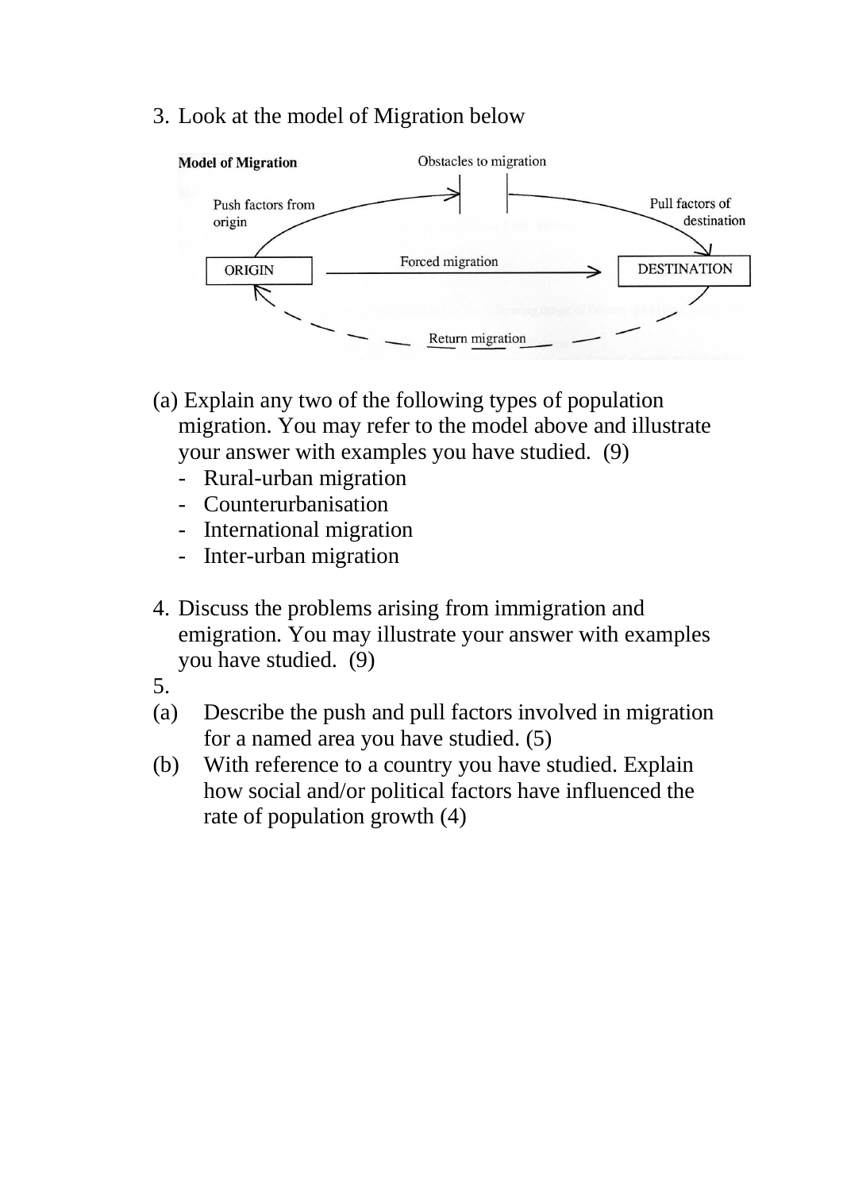3. Look at the model of Migration below

Model of Migration

Obstacles to migration

Push factors from origin

Pull factors of destination

ORIGIN

Forced migration

DESTINATION

Return migration

(a) Explain any two of the following types of population migration. You may refer to the model above and illustrate your answer with examples you have studied. (9)

- Rural-urban migration
- Counterurbanisation
- International migration
- Inter-urban migration

4. Discuss the problems arising from immigration and emigration. You may illustrate your answer with examples you have studied. (9)

5.

(a) Describe the push and pull factors involved in migration for a named area you have studied. (5)

(b) With reference to a country you have studied. Explain how social and/or political factors have influenced the rate of population growth (4)